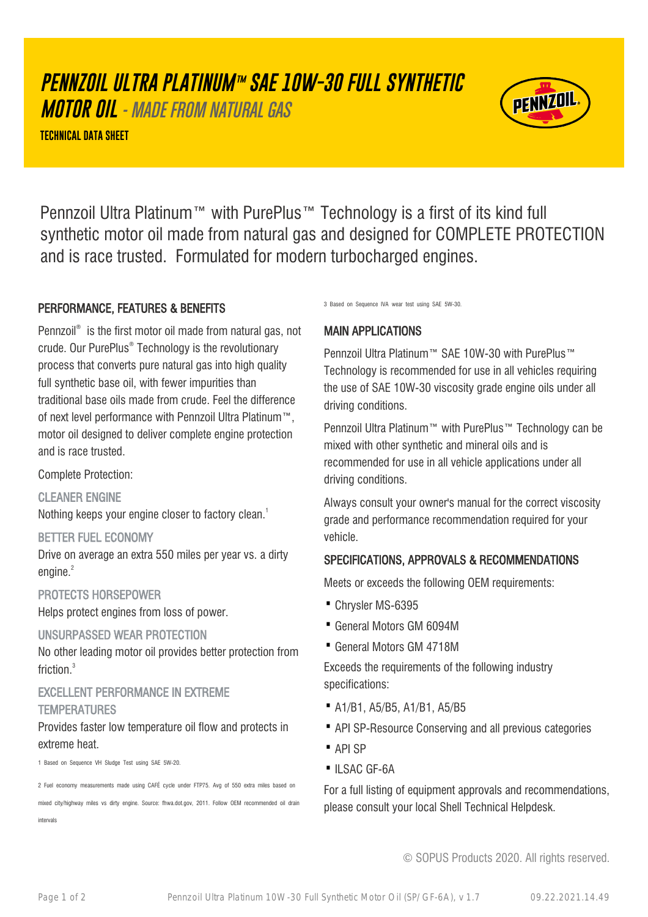# PENNZOIL ULTRA PLATINUM™ SAE 10W-30 FULL SYNTHETIC MOTOR OIL - *MADE FROM NATURAL GAS*

**TECHNICAL DATA SHEET**

Pennzoil Ultra Platinum™ with PurePlus™ Technology is a first of its kind full synthetic motor oil made from natural gas and designed for COMPLETE PROTECTION and is race trusted. Formulated for modern turbocharged engines.

## PERFORMANCE, FEATURES & BENEFITS

Pennzoil® is the first motor oil made from natural gas, not crude. Our PurePlus® Technology is the revolutionary process that converts pure natural gas into high quality full synthetic base oil, with fewer impurities than traditional base oils made from crude. Feel the difference of next level performance with Pennzoil Ultra Platinum™, motor oil designed to deliver complete engine protection and is race trusted.

Complete Protection:

### CLEANER ENGINE

Nothing keeps your engine closer to factory clean.[1]

### BETTER FUEL ECONOMY

Drive on average an extra 550 miles per year vs. a dirty engine.[2]

### PROTECTS HORSEPOWER

Helps protect engines from loss of power.

### UNSURPASSED WEAR PROTECTION

No other leading motor oil provides better protection from friction.[3]

### EXCELLENT PERFORMANCE IN EXTREME TEMPERATURES

Provides faster low temperature oil flow and protects in extreme heat.

1 Based on Sequence VH Sludge Test using SAE 5W-20.

2 Fuel economy measurements made using CAFÉ cycle under FTP75. Avg of 550 extra miles based on mixed city/highway miles vs dirty engine. Source: fhwa.dot.gov, 2011. Follow OEM recommended oil drain intervals

3 Based on Sequence IVA wear test using SAE 5W-30.

## MAIN APPLICATIONS

Pennzoil Ultra Platinum™ SAE 10W-30 with PurePlus™ Technology is recommended for use in all vehicles requiring the use of SAE 10W-30 viscosity grade engine oils under all driving conditions.

Pennzoil Ultra Platinum™ with PurePlus™ Technology can be mixed with other synthetic and mineral oils and is recommended for use in all vehicle applications under all driving conditions.

Always consult your owner's manual for the correct viscosity grade and performance recommendation required for your vehicle.

## SPECIFICATIONS, APPROVALS & RECOMMENDATIONS

Meets or exceeds the following OEM requirements:

- Chrysler MS-6395
- General Motors GM 6094M
- General Motors GM 4718M

Exceeds the requirements of the following industry specifications:

- A1/B1, A5/B5, A1/B1, A5/B5
- API SP-Resource Conserving and all previous categories
- API SP
- ILSAC GF-6A

For a full listing of equipment approvals and recommendations, please consult your local Shell Technical Helpdesk.

© SOPUS Products 2020. All rights reserved.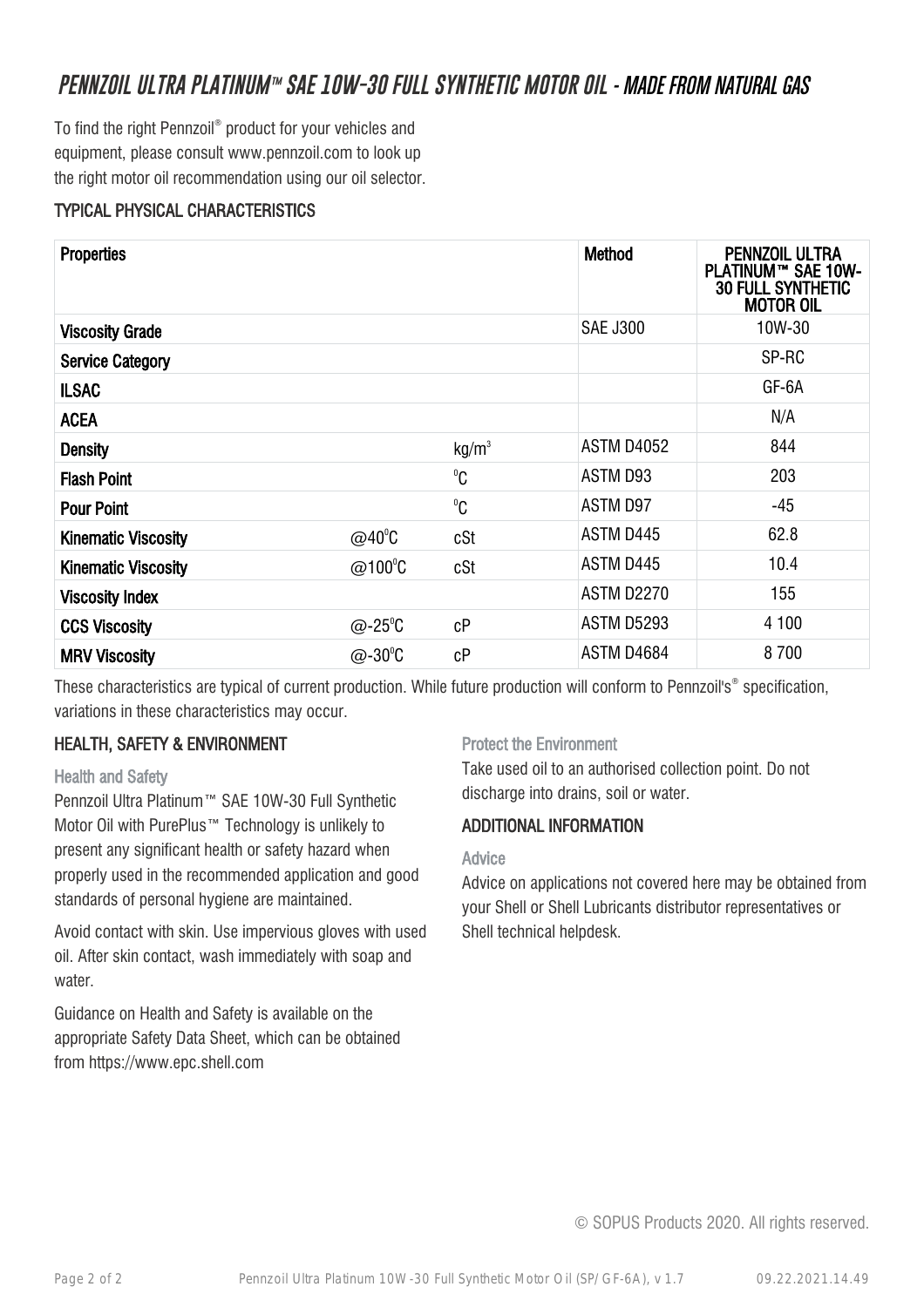# PENNZOIL ULTRA PLATINUM™ SAE 10W-30 FULL SYNTHETIC MOTOR OIL - MADE FROM NATURAL GAS

To find the right Pennzoil® product for your vehicles and equipment, please consult www.pennzoil.com to look up the right motor oil recommendation using our oil selector.

## TYPICAL PHYSICAL CHARACTERISTICS

| Properties | | | Method | PENNZOIL ULTRA PLATINUM™ SAE 10W-30 FULL SYNTHETIC MOTOR OIL |
|---|---|---|---|---|
| **Viscosity Grade** | | | SAE J300 | 10W-30 |
| **Service Category** | | | | SP-RC |
| **ILSAC** | | | | GF-6A |
| **ACEA** | | | | N/A |
| **Density** | | $kg/m^3$ | ASTM D4052 | 844 |
| **Flash Point** | | $^0C$ | ASTM D93 | 203 |
| **Pour Point** | | $^0C$ | ASTM D97 | -45 |
| **Kinematic Viscosity** | @40$^0$C | cSt | ASTM D445 | 62.8 |
| **Kinematic Viscosity** | @100$^0$C | cSt | ASTM D445 | 10.4 |
| **Viscosity Index** | | | ASTM D2270 | 155 |
| **CCS Viscosity** | @-25$^0$C | cP | ASTM D5293 | 4 100 |
| **MRV Viscosity** | @-30$^0$C | cP | ASTM D4684 | 8 700 |

These characteristics are typical of current production. While future production will conform to Pennzoil's® specification, variations in these characteristics may occur.

## HEALTH, SAFETY & ENVIRONMENT

### Health and Safety

Pennzoil Ultra Platinum™ SAE 10W-30 Full Synthetic Motor Oil with PurePlus™ Technology is unlikely to present any significant health or safety hazard when properly used in the recommended application and good standards of personal hygiene are maintained.

Avoid contact with skin. Use impervious gloves with used oil. After skin contact, wash immediately with soap and water.

Guidance on Health and Safety is available on the appropriate Safety Data Sheet, which can be obtained from https://www.epc.shell.com

### Protect the Environment

Take used oil to an authorised collection point. Do not discharge into drains, soil or water.

## ADDITIONAL INFORMATION

### Advice

Advice on applications not covered here may be obtained from your Shell or Shell Lubricants distributor representatives or Shell technical helpdesk.

© SOPUS Products 2020. All rights reserved.